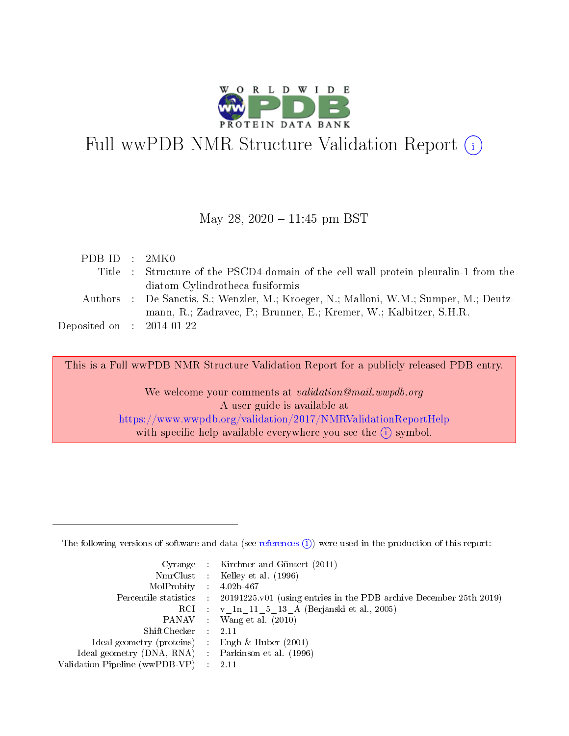# Full wwPDB NMR Structure Validation Report (i)

May 28, 2020 – 11:45 pm BST

| | | |
|---|---|---|
| PDB ID | : | 2MK0 |
| Title | : | Structure of the PSCD4-domain of the cell wall protein pleuralin-1 from the diatom Cylindrotheca fusiformis |
| Authors | : | De Sanctis, S.; Wenzler, M.; Kroeger, N.; Malloni, W.M.; Sumper, M.; Deutzmann, R.; Zadravec, P.; Brunner, E.; Kremer, W.; Kalbitzer, S.H.R. |
| Deposited on | : | 2014-01-22 |

This is a Full wwPDB NMR Structure Validation Report for a publicly released PDB entry.

We welcome your comments at *validation@mail.wwpdb.org*
A user guide is available at
https://www.wwpdb.org/validation/2017/NMRValidationReportHelp
with specific help available everywhere you see the (i) symbol.

The following versions of software and data (see references (i)) were used in the production of this report:

| | | |
|---|---|---|
| Cyrange | : | Kirchner and Güntert (2011) |
| NmrClust | : | Kelley et al. (1996) |
| MolProbity | : | 4.02b-467 |
| Percentile statistics | : | 20191225.v01 (using entries in the PDB archive December 25th 2019) |
| RCI | : | v_1n_11_5_13_A (Berjanski et al., 2005) |
| PANAV | : | Wang et al. (2010) |
| ShiftChecker | : | 2.11 |
| Ideal geometry (proteins) | : | Engh & Huber (2001) |
| Ideal geometry (DNA, RNA) | : | Parkinson et al. (1996) |
| Validation Pipeline (wwPDB-VP) | : | 2.11 |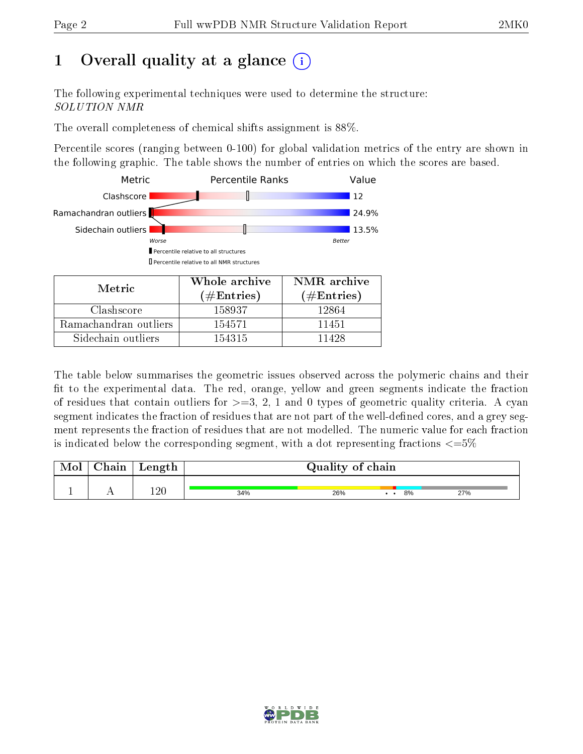# 1 Overall quality at a glance

The following experimental techniques were used to determine the structure:
*SOLUTION NMR*

The overall completeness of chemical shifts assignment is 88%.

Percentile scores (ranging between 0-100) for global validation metrics of the entry are shown in the following graphic. The table shows the number of entries on which the scores are based.

| Metric | Value |
|---|---|
| Clashscore | 12 |
| Ramachandran outliers | 24.9% |
| Sidechain outliers | 13.5% |

| Metric | Whole archive (#Entries) | NMR archive (#Entries) |
|---|---|---|
| Clashscore | 158937 | 12864 |
| Ramachandran outliers | 154571 | 11451 |
| Sidechain outliers | 154315 | 11428 |

The table below summarises the geometric issues observed across the polymeric chains and their fit to the experimental data. The red, orange, yellow and green segments indicate the fraction of residues that contain outliers for >=3, 2, 1 and 0 types of geometric quality criteria. A cyan segment indicates the fraction of residues that are not part of the well-defined cores, and a grey segment represents the fraction of residues that are not modelled. The numeric value for each fraction is indicated below the corresponding segment, with a dot representing fractions <=5%

| Mol | Chain | Length | Quality of chain |
|---|---|---|---|
| 1 | A | 120 | 34% / 26% / • • / 8% / 27% |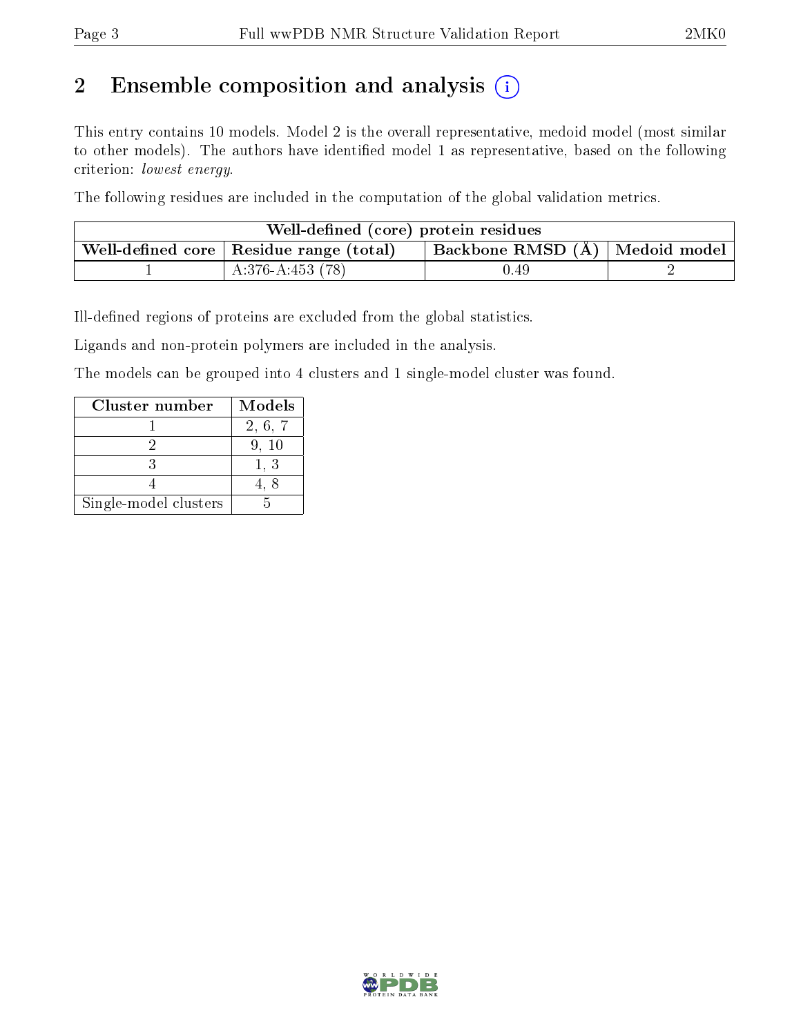## 2 Ensemble composition and analysis (i)

This entry contains 10 models. Model 2 is the overall representative, medoid model (most similar to other models). The authors have identified model 1 as representative, based on the following criterion: *lowest energy*.

The following residues are included in the computation of the global validation metrics.

| Well-defined (core) protein residues | | | |
|---|---|---|---|
| Well-defined core | Residue range (total) | Backbone RMSD (Å) | Medoid model |
| 1 | A:376-A:453 (78) | 0.49 | 2 |

Ill-defined regions of proteins are excluded from the global statistics.

Ligands and non-protein polymers are included in the analysis.

The models can be grouped into 4 clusters and 1 single-model cluster was found.

| Cluster number | Models |
|---|---|
| 1 | 2, 6, 7 |
| 2 | 9, 10 |
| 3 | 1, 3 |
| 4 | 4, 8 |
| Single-model clusters | 5 |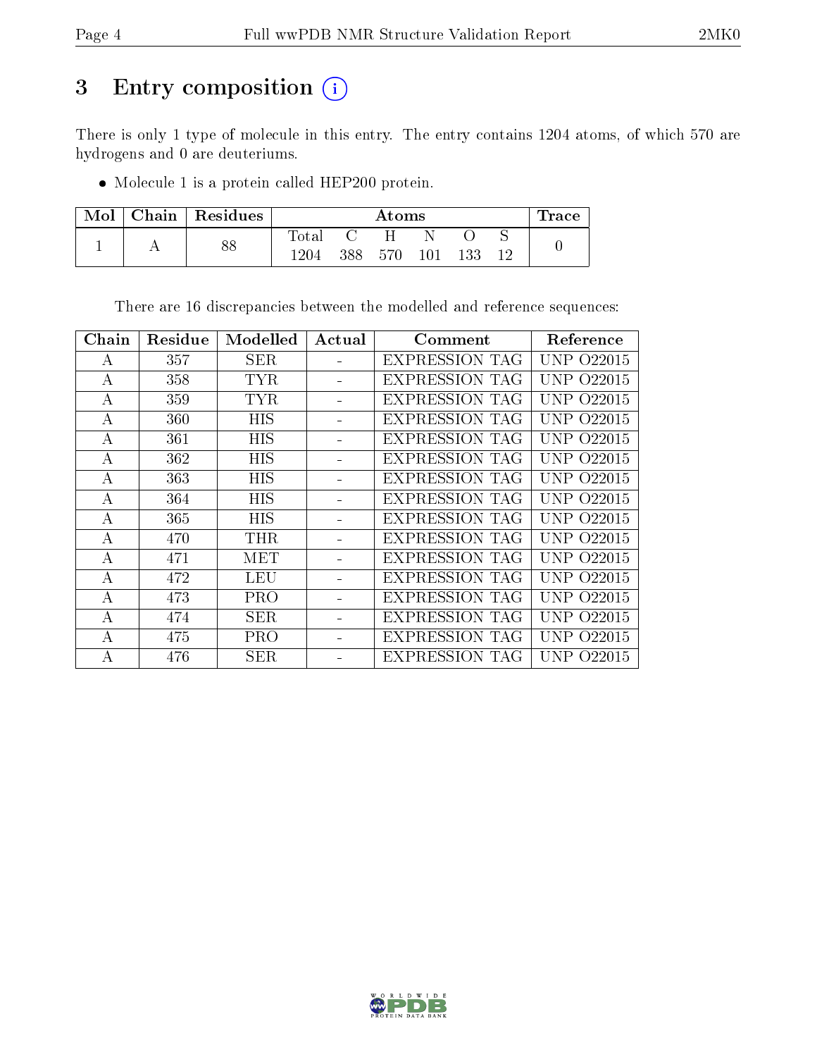# 3 Entry composition (i)

There is only 1 type of molecule in this entry. The entry contains 1204 atoms, of which 570 are hydrogens and 0 are deuteriums.

- Molecule 1 is a protein called HEP200 protein.

| Mol | Chain | Residues | Atoms | | | | | | Trace |
|---|---|---|---|---|---|---|---|---|---|
| | | | Total | C | H | N | O | S | |
| 1 | A | 88 | 1204 | 388 | 570 | 101 | 133 | 12 | 0 |

There are 16 discrepancies between the modelled and reference sequences:

| Chain | Residue | Modelled | Actual | Comment | Reference |
|---|---|---|---|---|---|
| A | 357 | SER | - | EXPRESSION TAG | UNP O22015 |
| A | 358 | TYR | - | EXPRESSION TAG | UNP O22015 |
| A | 359 | TYR | - | EXPRESSION TAG | UNP O22015 |
| A | 360 | HIS | - | EXPRESSION TAG | UNP O22015 |
| A | 361 | HIS | - | EXPRESSION TAG | UNP O22015 |
| A | 362 | HIS | - | EXPRESSION TAG | UNP O22015 |
| A | 363 | HIS | - | EXPRESSION TAG | UNP O22015 |
| A | 364 | HIS | - | EXPRESSION TAG | UNP O22015 |
| A | 365 | HIS | - | EXPRESSION TAG | UNP O22015 |
| A | 470 | THR | - | EXPRESSION TAG | UNP O22015 |
| A | 471 | MET | - | EXPRESSION TAG | UNP O22015 |
| A | 472 | LEU | - | EXPRESSION TAG | UNP O22015 |
| A | 473 | PRO | - | EXPRESSION TAG | UNP O22015 |
| A | 474 | SER | - | EXPRESSION TAG | UNP O22015 |
| A | 475 | PRO | - | EXPRESSION TAG | UNP O22015 |
| A | 476 | SER | - | EXPRESSION TAG | UNP O22015 |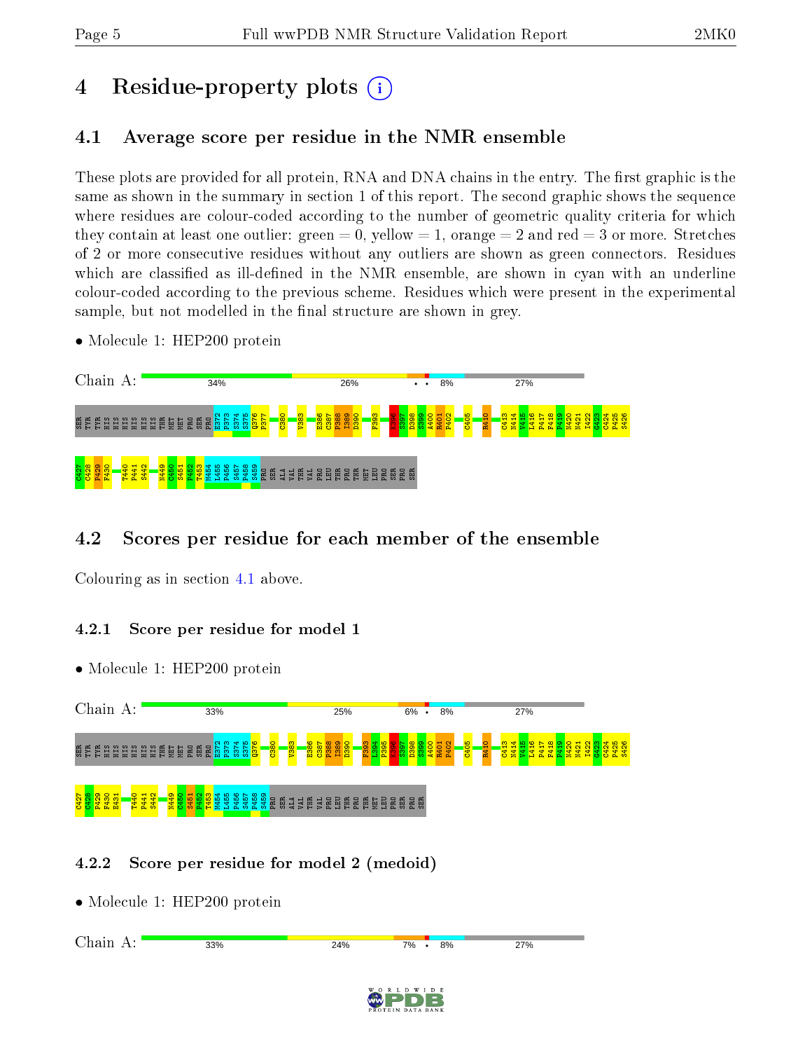# 4 Residue-property plots

## 4.1 Average score per residue in the NMR ensemble

These plots are provided for all protein, RNA and DNA chains in the entry. The first graphic is the same as shown in the summary in section 1 of this report. The second graphic shows the sequence where residues are colour-coded according to the number of geometric quality criteria for which they contain at least one outlier: green = 0, yellow = 1, orange = 2 and red = 3 or more. Stretches of 2 or more consecutive residues without any outliers are shown as green connectors. Residues which are classified as ill-defined in the NMR ensemble, are shown in cyan with an underline colour-coded according to the previous scheme. Residues which were present in the experimental sample, but not modelled in the final structure are shown in grey.

- Molecule 1: HEP200 protein

Chain A: 34% 26% • • 8% 27%

SER TYR TYR HIS HIS HIS HIS HIS HIS THR MET MET PRO SER PRO E372 P373 S374 S375 Q376 P377 C380 V383 E386 C387 P388 I389 D390 F393 K396 S397 D398 S399 A400 R401 P402 C405 R410 C413 N414 V415 L416 P417 F418 P419 N420 N421 I422 G423 C424 P425 S426 C427 C428 P429 F430 T440 P441 S442 N449 C450 S451 P452 T453 M454 L455 P456 S457 P458 S459 PRO SER ALA VAL THR VAL PRO LEU THR PRO THR MET LEU PRO SER PRO SER

## 4.2 Scores per residue for each member of the ensemble

Colouring as in section 4.1 above.

### 4.2.1 Score per residue for model 1

- Molecule 1: HEP200 protein

Chain A: 33% 25% 6% • 8% 27%

SER TYR TYR HIS HIS HIS HIS HIS HIS THR MET MET PRO SER PRO E372 P373 S374 S375 Q376 C380 V383 E386 C387 P388 I389 D390 F393 L394 P395 K396 S397 D398 S399 A400 R401 P402 C405 R410 C413 N414 V415 L416 P417 F418 P419 N420 N421 I422 G423 C424 P425 S426 C427 C428 P429 F430 E431 T440 P441 S442 N449 C450 S451 P452 T453 M454 L455 P456 S457 P458 S459 PRO SER ALA VAL THR VAL PRO LEU THR PRO THR MET LEU PRO SER PRO SER

### 4.2.2 Score per residue for model 2 (medoid)

- Molecule 1: HEP200 protein

Chain A: 33% 24% 7% • 8% 27%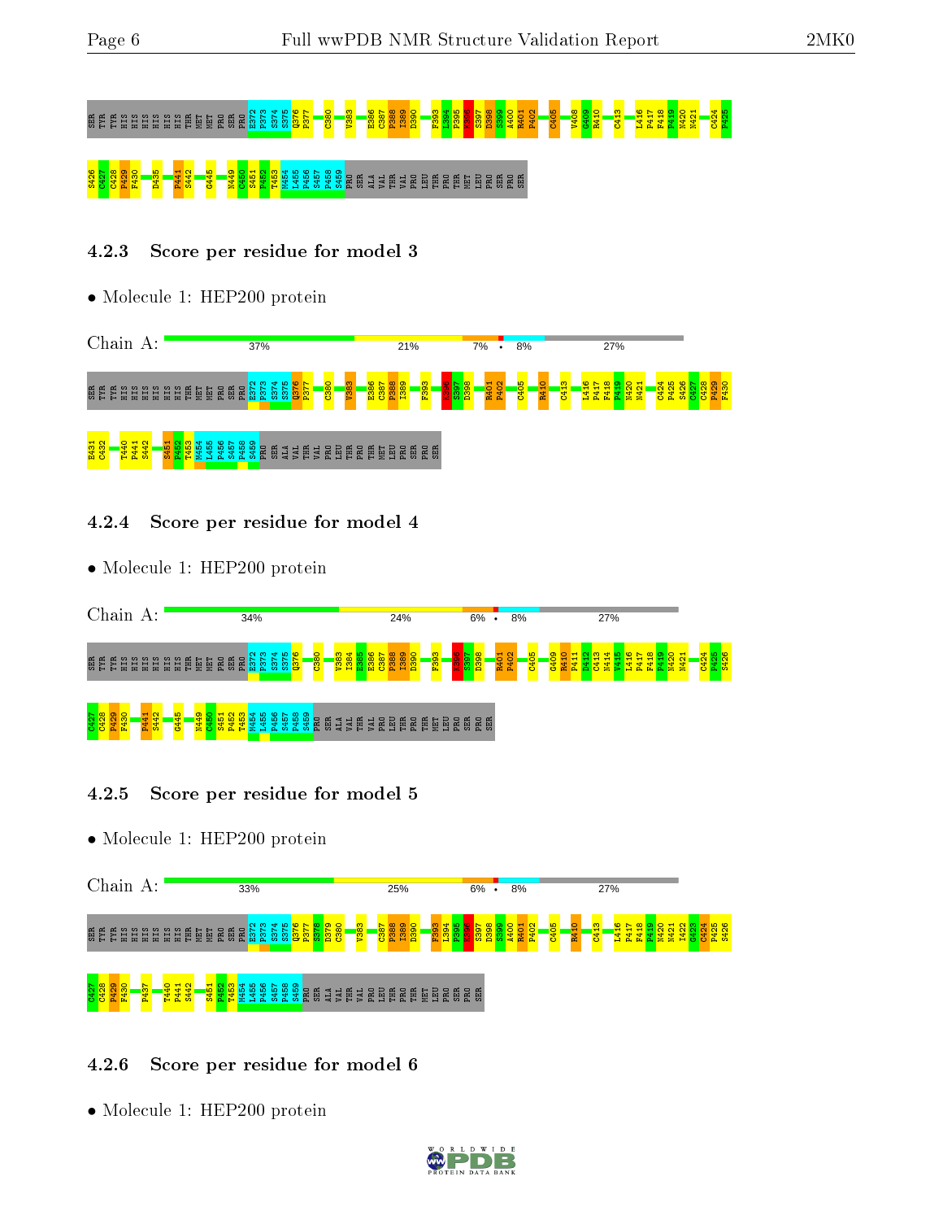SER TYR TYR HIS HIS HIS HIS HIS HIS THR MET MET PRO SER PRO E372 P373 S374 S375 Q376 P377 C380 V383 E386 C387 P388 I389 D390 F393 L394 P395 K396 S397 D398 S399 A400 R401 P402 C405 V408 G409 R410 C413 L416 P417 F418 P419 N420 N421 C424 P425

S426 C427 C428 P429 F430 D435 P441 S442 G445 N449 C450 S451 P452 T453 M454 L455 P456 S457 P458 S459 PRO SER ALA VAL THR VAL PRO LEU THR PRO THR MET LEU PRO SER PRO SER

### 4.2.3 Score per residue for model 3

- Molecule 1: HEP200 protein

Chain A: 37% | 21% | 7% | • | 8% | 27%

SER TYR TYR HIS HIS HIS HIS HIS HIS THR MET MET PRO SER PRO E372 P373 S374 S375 Q376 P377 C380 V383 E386 C387 P388 I389 F393 K396 S397 D398 R401 P402 C405 R410 C413 L416 P417 F418 P419 N420 N421 C424 P425 S426 C427 C428 P429 F430

E431 C432 T440 P441 S442 S451 P452 T453 M454 L455 P456 S457 P458 S459 PRO SER ALA VAL THR VAL PRO LEU THR PRO THR MET LEU PRO SER PRO SER

### 4.2.4 Score per residue for model 4

- Molecule 1: HEP200 protein

Chain A: 34% | 24% | 6% | • | 8% | 27%

SER TYR TYR HIS HIS HIS HIS HIS HIS THR MET MET PRO SER PRO E372 P373 S374 S375 Q376 C380 V383 I384 E385 E386 C387 P388 I389 D390 F393 K396 S397 D398 R401 P402 C405 G409 R410 P411 D412 C413 N414 V415 L416 P417 F418 P419 N420 N421 C424 P425 S426

C427 C428 P429 F430 P441 S442 G445 N449 C450 S451 P452 T453 M454 L455 P456 S457 P458 S459 PRO SER ALA VAL THR VAL PRO LEU THR PRO THR MET LEU PRO SER PRO SER

### 4.2.5 Score per residue for model 5

- Molecule 1: HEP200 protein

Chain A: 33% | 25% | 6% | • | 8% | 27%

SER TYR TYR HIS HIS HIS HIS HIS HIS THR MET MET PRO SER PRO E372 P373 S374 S375 Q376 P377 S378 D379 C380 V383 C387 P388 I389 D390 F393 L394 P395 K396 S397 D398 S399 A400 R401 P402 C405 R410 C413 L416 P417 F418 P419 N420 N421 I422 G423 C424 P425 S426

C427 C428 P429 F430 P437 T440 P441 S442 S451 P452 T453 M454 L455 P456 S457 P458 S459 PRO SER ALA VAL THR VAL PRO LEU THR PRO THR MET LEU PRO SER PRO SER

### 4.2.6 Score per residue for model 6

- Molecule 1: HEP200 protein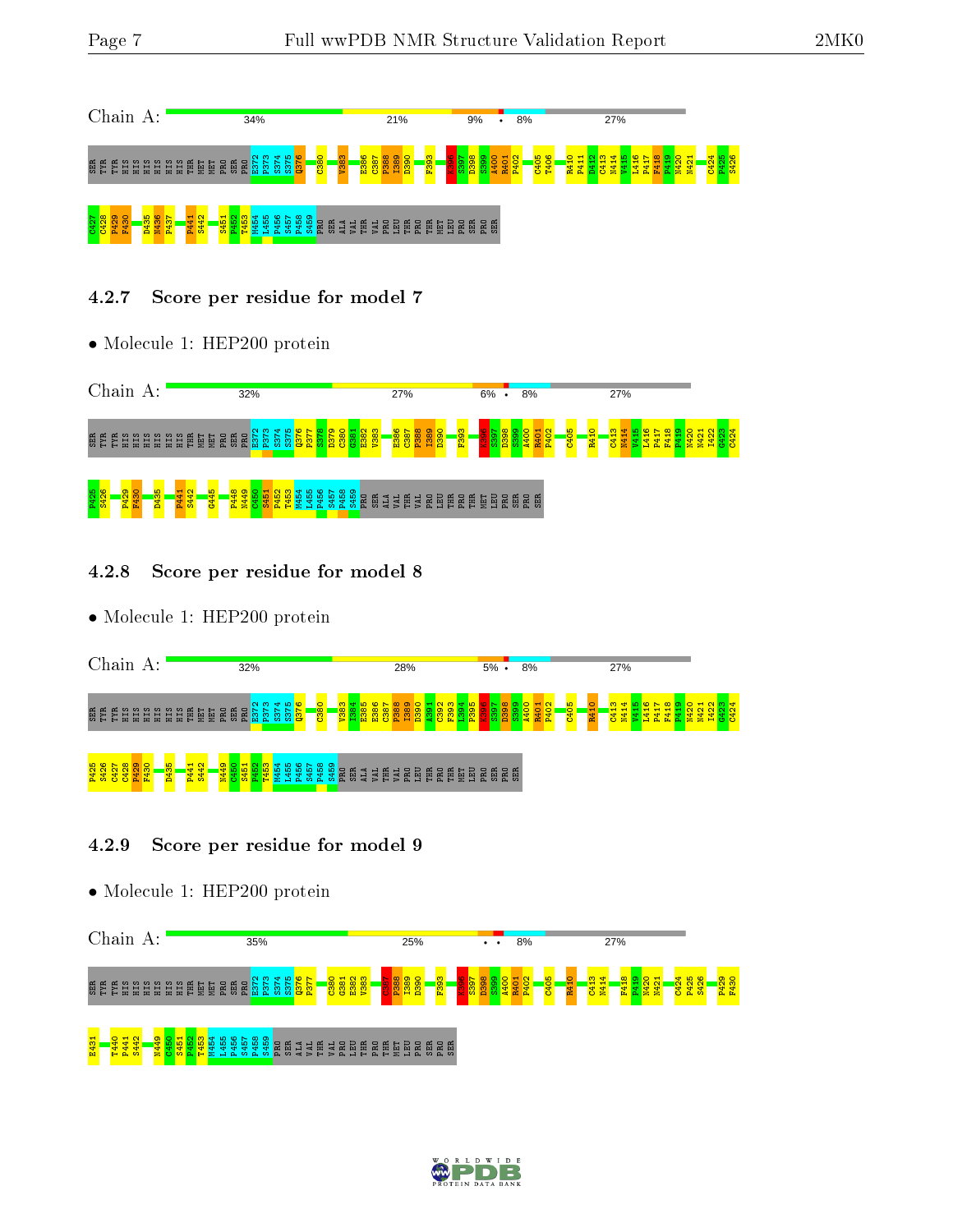Chain A: 34% | 21% | 9% | • | 8% | 27%

SER TYR TYR HIS HIS HIS HIS HIS HIS THR MET MET PRO SER PRO E372 P373 S374 S375 Q376 C380 V383 E386 C387 P388 I389 D390 F393 K396 S397 D398 S399 A400 R401 P402 C405 T406 R410 P411 D412 C413 N414 V415 L416 P417 F418 P419 N420 N421 C424 P425 S426 C427 C428 P429 F430 D435 N436 P437 F441 S442 S451 P452 T453 M454 L455 P456 S457 P458 S459 PRO SER ALA VAL THR VAL PRO LEU THR PRO THR MET LEU PRO SER PRO SER

### 4.2.7 Score per residue for model 7

• Molecule 1: HEP200 protein

Chain A: 32% | 27% | 6% | • | 8% | 27%

SER TYR TYR HIS HIS HIS HIS HIS HIS THR MET MET PRO SER PRO E372 P373 S374 S375 Q376 P377 S378 D379 C380 G381 E382 V383 E386 C387 P388 I389 D390 F393 K396 S397 D398 S399 A400 R401 P402 C405 R410 C413 N414 V415 L416 P417 F418 P419 N420 N421 I422 G423 C424 P425 S426 P429 F430 D435 F441 S442 G445 P448 N449 C450 S451 P452 T453 M454 L455 P456 S457 P458 S459 PRO SER ALA VAL THR VAL PRO LEU THR PRO THR MET LEU PRO SER PRO SER

### 4.2.8 Score per residue for model 8

• Molecule 1: HEP200 protein

Chain A: 32% | 28% | 5% | • | 8% | 27%

SER TYR TYR HIS HIS HIS HIS HIS HIS THR MET MET PRO SER PRO E372 P373 S374 S375 Q376 C380 V383 I384 E385 E386 C387 P388 I389 D390 A391 C392 F393 L394 P395 K396 S397 D398 S399 A400 R401 P402 C405 R410 C413 N414 V415 L416 P417 F418 P419 N420 N421 I422 G423 C424 P425 S426 C427 C428 P429 F430 D435 F441 S442 N449 C450 S451 P452 T453 M454 L455 P456 S457 P458 S459 PRO SER ALA VAL THR VAL PRO LEU THR PRO THR MET LEU PRO SER PRO SER

### 4.2.9 Score per residue for model 9

• Molecule 1: HEP200 protein

Chain A: 35% | 25% | • | • | 8% | 27%

SER TYR TYR HIS HIS HIS HIS HIS HIS THR MET MET PRO SER PRO E372 P373 S374 S375 Q376 P377 C380 G381 E382 V383 C387 P388 I389 D390 F393 K396 S397 D398 S399 A400 R401 P402 C405 R410 C413 N414 F418 P419 N420 N421 C424 P425 S426 P429 F430 E431 T440 P441 S442 N449 C450 S451 P452 T453 M454 L455 P456 S457 P458 S459 PRO SER ALA VAL THR VAL PRO LEU THR PRO THR MET LEU PRO SER PRO SER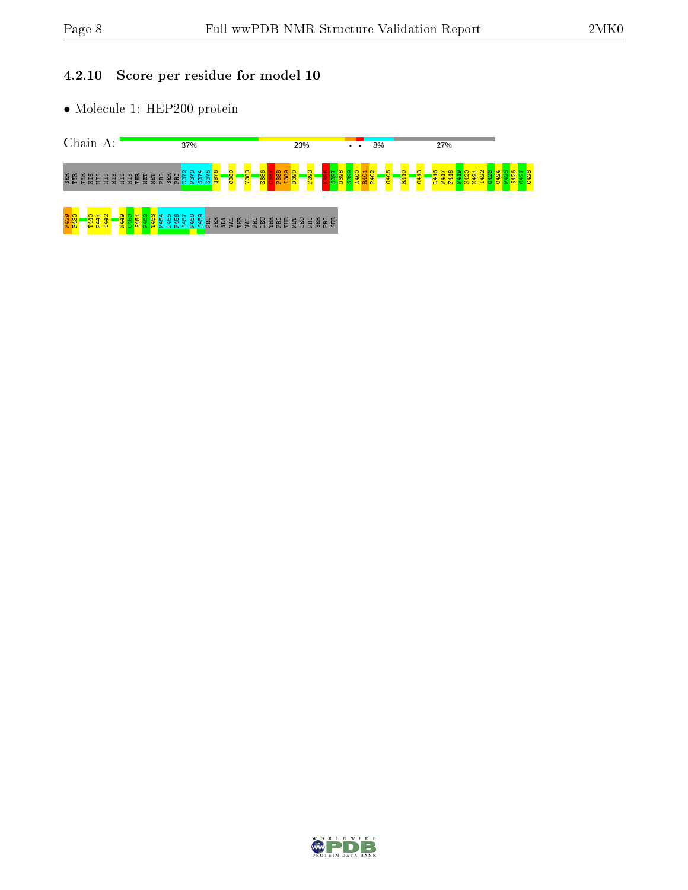### 4.2.10 Score per residue for model 10

- Molecule 1: HEP200 protein

Chain A: 37% 23% • • 8% 27%

SER TYR TYR HIS HIS HIS HIS HIS HIS THR MET MET PRO SER PRO E372 P373 S374 S375 Q376 C380 V383 E386 C387 P388 I389 D390 F393 K396 S397 D398 S399 A400 R401 P402 C405 R410 C413 L416 P417 F418 P419 N420 N421 I422 C423 C424 P425 S426 C427 C428

P429 F430 T440 P441 S442 N449 C450 S451 P452 T453 M454 L455 P456 S457 P458 S459 PRO SER ALA VAL THR VAL PRO LEU THR PRO THR MET LEU PRO SER PRO SER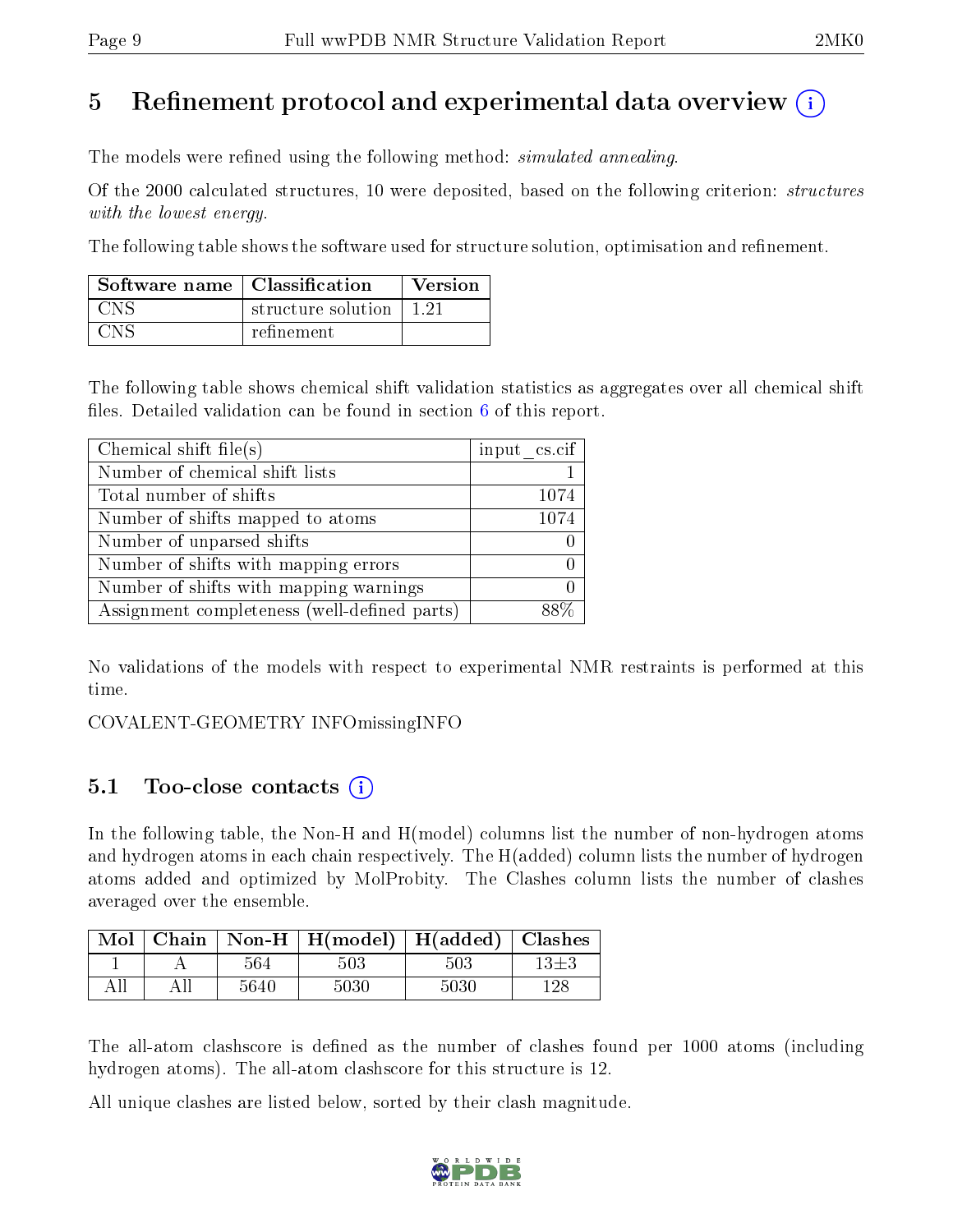# 5 Refinement protocol and experimental data overview

The models were refined using the following method: *simulated annealing*.

Of the 2000 calculated structures, 10 were deposited, based on the following criterion: *structures with the lowest energy*.

The following table shows the software used for structure solution, optimisation and refinement.

| Software name | Classification | Version |
|---|---|---|
| CNS | structure solution | 1.21 |
| CNS | refinement | |

The following table shows chemical shift validation statistics as aggregates over all chemical shift files. Detailed validation can be found in section 6 of this report.

| Chemical shift file(s) | input_cs.cif |
|---|---|
| Number of chemical shift lists | 1 |
| Total number of shifts | 1074 |
| Number of shifts mapped to atoms | 1074 |
| Number of unparsed shifts | 0 |
| Number of shifts with mapping errors | 0 |
| Number of shifts with mapping warnings | 0 |
| Assignment completeness (well-defined parts) | 88% |

No validations of the models with respect to experimental NMR restraints is performed at this time.

COVALENT-GEOMETRY INFOmissingINFO

## 5.1 Too-close contacts

In the following table, the Non-H and H(model) columns list the number of non-hydrogen atoms and hydrogen atoms in each chain respectively. The H(added) column lists the number of hydrogen atoms added and optimized by MolProbity. The Clashes column lists the number of clashes averaged over the ensemble.

| Mol | Chain | Non-H | H(model) | H(added) | Clashes |
|---|---|---|---|---|---|
| 1 | A | 564 | 503 | 503 | 13±3 |
| All | All | 5640 | 5030 | 5030 | 128 |

The all-atom clashscore is defined as the number of clashes found per 1000 atoms (including hydrogen atoms). The all-atom clashscore for this structure is 12.

All unique clashes are listed below, sorted by their clash magnitude.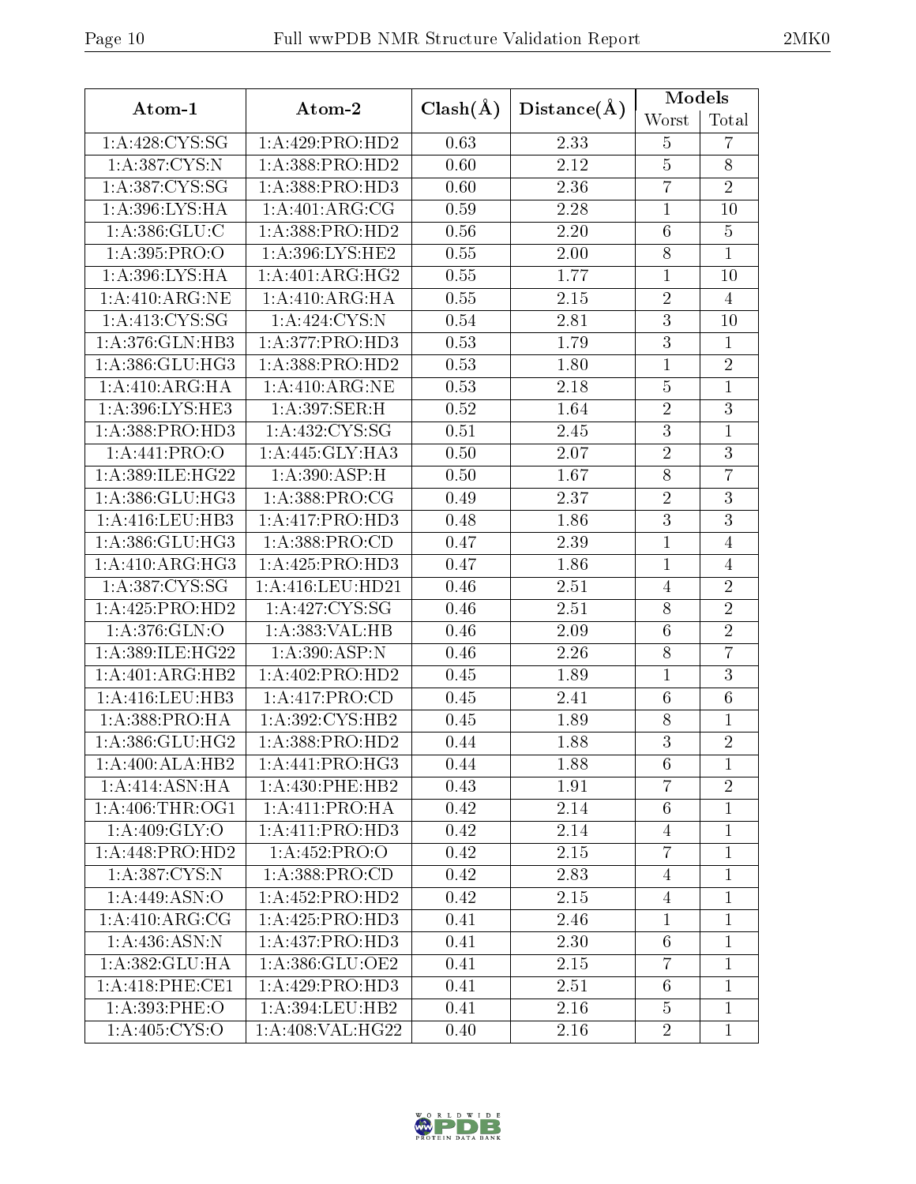| Atom-1 | Atom-2 | Clash(Å) | Distance(Å) | Models | |
|---|---|---|---|---|---|
| | | | | Worst | Total |
| 1:A:428:CYS:SG | 1:A:429:PRO:HD2 | 0.63 | 2.33 | 5 | 7 |
| 1:A:387:CYS:N | 1:A:388:PRO:HD2 | 0.60 | 2.12 | 5 | 8 |
| 1:A:387:CYS:SG | 1:A:388:PRO:HD3 | 0.60 | 2.36 | 7 | 2 |
| 1:A:396:LYS:HA | 1:A:401:ARG:CG | 0.59 | 2.28 | 1 | 10 |
| 1:A:386:GLU:C | 1:A:388:PRO:HD2 | 0.56 | 2.20 | 6 | 5 |
| 1:A:395:PRO:O | 1:A:396:LYS:HE2 | 0.55 | 2.00 | 8 | 1 |
| 1:A:396:LYS:HA | 1:A:401:ARG:HG2 | 0.55 | 1.77 | 1 | 10 |
| 1:A:410:ARG:NE | 1:A:410:ARG:HA | 0.55 | 2.15 | 2 | 4 |
| 1:A:413:CYS:SG | 1:A:424:CYS:N | 0.54 | 2.81 | 3 | 10 |
| 1:A:376:GLN:HB3 | 1:A:377:PRO:HD3 | 0.53 | 1.79 | 3 | 1 |
| 1:A:386:GLU:HG3 | 1:A:388:PRO:HD2 | 0.53 | 1.80 | 1 | 2 |
| 1:A:410:ARG:HA | 1:A:410:ARG:NE | 0.53 | 2.18 | 5 | 1 |
| 1:A:396:LYS:HE3 | 1:A:397:SER:H | 0.52 | 1.64 | 2 | 3 |
| 1:A:388:PRO:HD3 | 1:A:432:CYS:SG | 0.51 | 2.45 | 3 | 1 |
| 1:A:441:PRO:O | 1:A:445:GLY:HA3 | 0.50 | 2.07 | 2 | 3 |
| 1:A:389:ILE:HG22 | 1:A:390:ASP:H | 0.50 | 1.67 | 8 | 7 |
| 1:A:386:GLU:HG3 | 1:A:388:PRO:CG | 0.49 | 2.37 | 2 | 3 |
| 1:A:416:LEU:HB3 | 1:A:417:PRO:HD3 | 0.48 | 1.86 | 3 | 3 |
| 1:A:386:GLU:HG3 | 1:A:388:PRO:CD | 0.47 | 2.39 | 1 | 4 |
| 1:A:410:ARG:HG3 | 1:A:425:PRO:HD3 | 0.47 | 1.86 | 1 | 4 |
| 1:A:387:CYS:SG | 1:A:416:LEU:HD21 | 0.46 | 2.51 | 4 | 2 |
| 1:A:425:PRO:HD2 | 1:A:427:CYS:SG | 0.46 | 2.51 | 8 | 2 |
| 1:A:376:GLN:O | 1:A:383:VAL:HB | 0.46 | 2.09 | 6 | 2 |
| 1:A:389:ILE:HG22 | 1:A:390:ASP:N | 0.46 | 2.26 | 8 | 7 |
| 1:A:401:ARG:HB2 | 1:A:402:PRO:HD2 | 0.45 | 1.89 | 1 | 3 |
| 1:A:416:LEU:HB3 | 1:A:417:PRO:CD | 0.45 | 2.41 | 6 | 6 |
| 1:A:388:PRO:HA | 1:A:392:CYS:HB2 | 0.45 | 1.89 | 8 | 1 |
| 1:A:386:GLU:HG2 | 1:A:388:PRO:HD2 | 0.44 | 1.88 | 3 | 2 |
| 1:A:400:ALA:HB2 | 1:A:441:PRO:HG3 | 0.44 | 1.88 | 6 | 1 |
| 1:A:414:ASN:HA | 1:A:430:PHE:HB2 | 0.43 | 1.91 | 7 | 2 |
| 1:A:406:THR:OG1 | 1:A:411:PRO:HA | 0.42 | 2.14 | 6 | 1 |
| 1:A:409:GLY:O | 1:A:411:PRO:HD3 | 0.42 | 2.14 | 4 | 1 |
| 1:A:448:PRO:HD2 | 1:A:452:PRO:O | 0.42 | 2.15 | 7 | 1 |
| 1:A:387:CYS:N | 1:A:388:PRO:CD | 0.42 | 2.83 | 4 | 1 |
| 1:A:449:ASN:O | 1:A:452:PRO:HD2 | 0.42 | 2.15 | 4 | 1 |
| 1:A:410:ARG:CG | 1:A:425:PRO:HD3 | 0.41 | 2.46 | 1 | 1 |
| 1:A:436:ASN:N | 1:A:437:PRO:HD3 | 0.41 | 2.30 | 6 | 1 |
| 1:A:382:GLU:HA | 1:A:386:GLU:OE2 | 0.41 | 2.15 | 7 | 1 |
| 1:A:418:PHE:CE1 | 1:A:429:PRO:HD3 | 0.41 | 2.51 | 6 | 1 |
| 1:A:393:PHE:O | 1:A:394:LEU:HB2 | 0.41 | 2.16 | 5 | 1 |
| 1:A:405:CYS:O | 1:A:408:VAL:HG22 | 0.40 | 2.16 | 2 | 1 |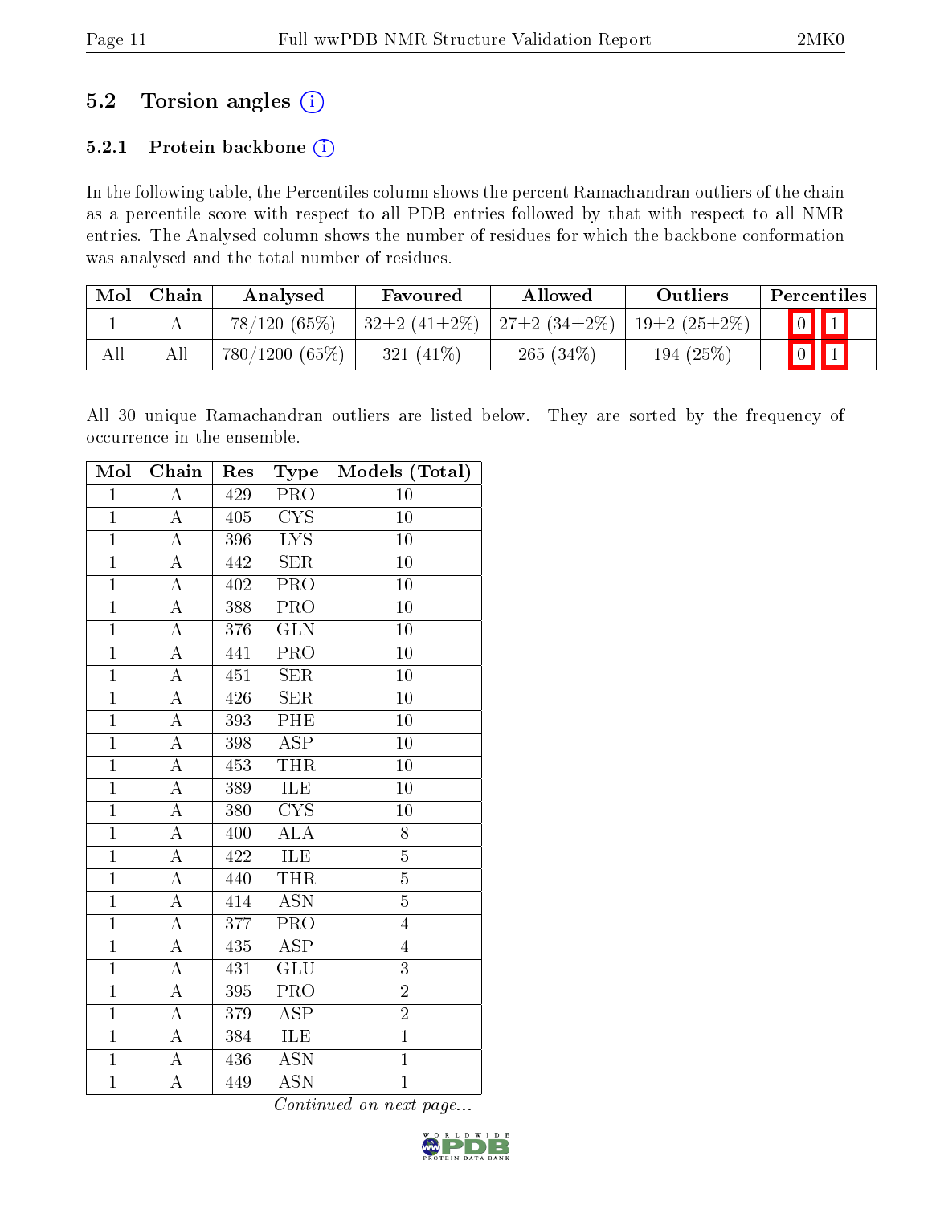## 5.2 Torsion angles (i)

### 5.2.1 Protein backbone (i)

In the following table, the Percentiles column shows the percent Ramachandran outliers of the chain as a percentile score with respect to all PDB entries followed by that with respect to all NMR entries. The Analysed column shows the number of residues for which the backbone conformation was analysed and the total number of residues.

| Mol | Chain | Analysed | Favoured | Allowed | Outliers | Percentiles | |
|---|---|---|---|---|---|---|---|
| 1 | A | 78/120 (65%) | 32±2 (41±2%) | 27±2 (34±2%) | 19±2 (25±2%) | 0 | 1 |
| All | All | 780/1200 (65%) | 321 (41%) | 265 (34%) | 194 (25%) | 0 | 1 |

All 30 unique Ramachandran outliers are listed below. They are sorted by the frequency of occurrence in the ensemble.

| Mol | Chain | Res | Type | Models (Total) |
|---|---|---|---|---|
| 1 | A | 429 | PRO | 10 |
| 1 | A | 405 | CYS | 10 |
| 1 | A | 396 | LYS | 10 |
| 1 | A | 442 | SER | 10 |
| 1 | A | 402 | PRO | 10 |
| 1 | A | 388 | PRO | 10 |
| 1 | A | 376 | GLN | 10 |
| 1 | A | 441 | PRO | 10 |
| 1 | A | 451 | SER | 10 |
| 1 | A | 426 | SER | 10 |
| 1 | A | 393 | PHE | 10 |
| 1 | A | 398 | ASP | 10 |
| 1 | A | 453 | THR | 10 |
| 1 | A | 389 | ILE | 10 |
| 1 | A | 380 | CYS | 10 |
| 1 | A | 400 | ALA | 8 |
| 1 | A | 422 | ILE | 5 |
| 1 | A | 440 | THR | 5 |
| 1 | A | 414 | ASN | 5 |
| 1 | A | 377 | PRO | 4 |
| 1 | A | 435 | ASP | 4 |
| 1 | A | 431 | GLU | 3 |
| 1 | A | 395 | PRO | 2 |
| 1 | A | 379 | ASP | 2 |
| 1 | A | 384 | ILE | 1 |
| 1 | A | 436 | ASN | 1 |
| 1 | A | 449 | ASN | 1 |

*Continued on next page...*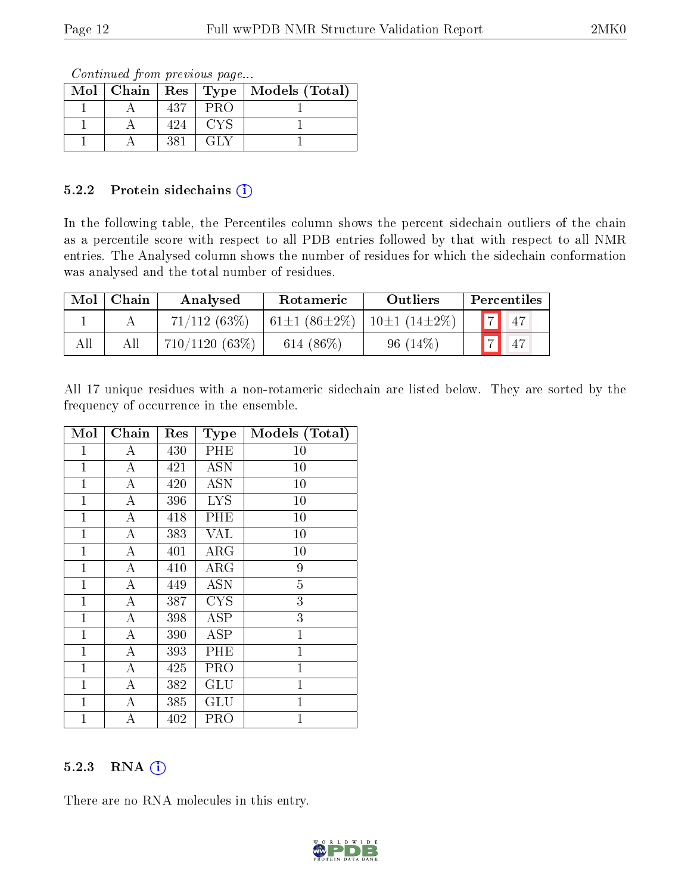*Continued from previous page...*

| Mol | Chain | Res | Type | Models (Total) |
|---|---|---|---|---|
| 1 | A | 437 | PRO | 1 |
| 1 | A | 424 | CYS | 1 |
| 1 | A | 381 | GLY | 1 |

### 5.2.2 Protein sidechains

In the following table, the Percentiles column shows the percent sidechain outliers of the chain as a percentile score with respect to all PDB entries followed by that with respect to all NMR entries. The Analysed column shows the number of residues for which the sidechain conformation was analysed and the total number of residues.

| Mol | Chain | Analysed | Rotameric | Outliers | Percentiles | |
|---|---|---|---|---|---|---|
| 1 | A | 71/112 (63%) | 61±1 (86±2%) | 10±1 (14±2%) | 7 | 47 |
| All | All | 710/1120 (63%) | 614 (86%) | 96 (14%) | 7 | 47 |

All 17 unique residues with a non-rotameric sidechain are listed below. They are sorted by the frequency of occurrence in the ensemble.

| Mol | Chain | Res | Type | Models (Total) |
|---|---|---|---|---|
| 1 | A | 430 | PHE | 10 |
| 1 | A | 421 | ASN | 10 |
| 1 | A | 420 | ASN | 10 |
| 1 | A | 396 | LYS | 10 |
| 1 | A | 418 | PHE | 10 |
| 1 | A | 383 | VAL | 10 |
| 1 | A | 401 | ARG | 10 |
| 1 | A | 410 | ARG | 9 |
| 1 | A | 449 | ASN | 5 |
| 1 | A | 387 | CYS | 3 |
| 1 | A | 398 | ASP | 3 |
| 1 | A | 390 | ASP | 1 |
| 1 | A | 393 | PHE | 1 |
| 1 | A | 425 | PRO | 1 |
| 1 | A | 382 | GLU | 1 |
| 1 | A | 385 | GLU | 1 |
| 1 | A | 402 | PRO | 1 |

### 5.2.3 RNA

There are no RNA molecules in this entry.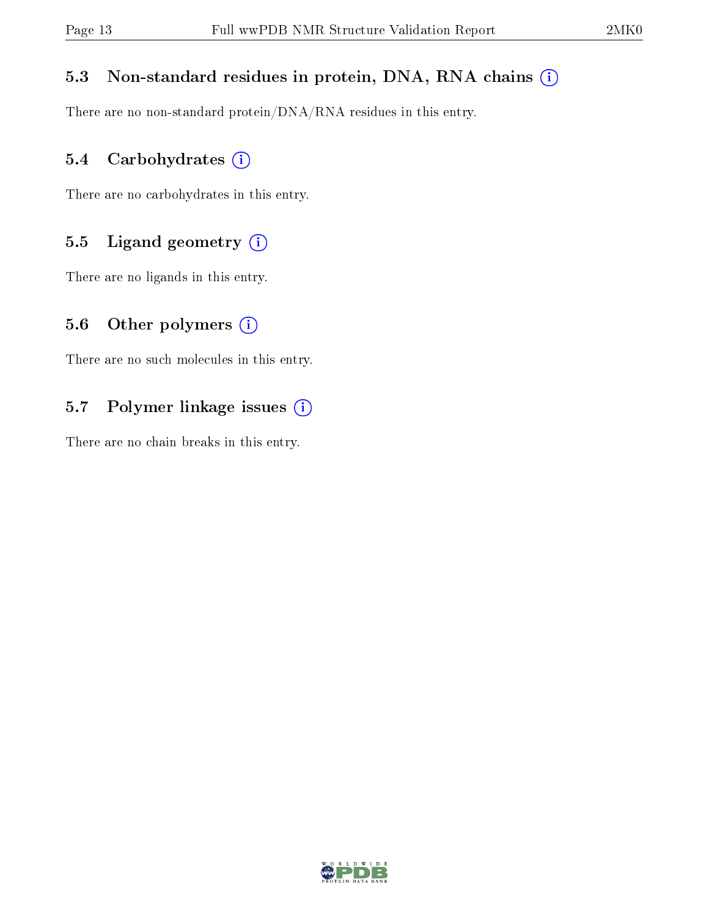### 5.3 Non-standard residues in protein, DNA, RNA chains (i)

There are no non-standard protein/DNA/RNA residues in this entry.

### 5.4 Carbohydrates (i)

There are no carbohydrates in this entry.

### 5.5 Ligand geometry (i)

There are no ligands in this entry.

### 5.6 Other polymers (i)

There are no such molecules in this entry.

### 5.7 Polymer linkage issues (i)

There are no chain breaks in this entry.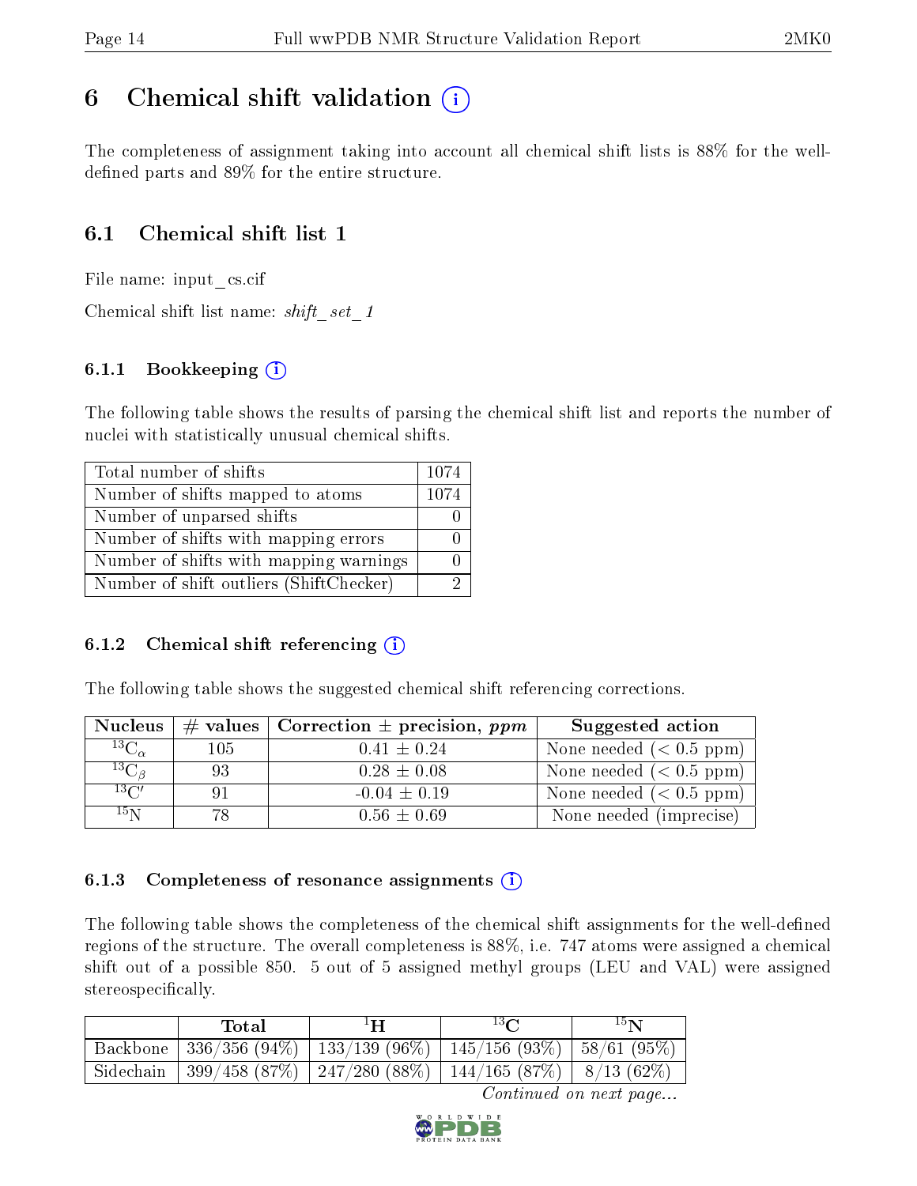# 6 Chemical shift validation

The completeness of assignment taking into account all chemical shift lists is 88% for the well-defined parts and 89% for the entire structure.

## 6.1 Chemical shift list 1

File name: input_cs.cif

Chemical shift list name: *shift_set_1*

### 6.1.1 Bookkeeping

The following table shows the results of parsing the chemical shift list and reports the number of nuclei with statistically unusual chemical shifts.

| | |
|---|---|
| Total number of shifts | 1074 |
| Number of shifts mapped to atoms | 1074 |
| Number of unparsed shifts | 0 |
| Number of shifts with mapping errors | 0 |
| Number of shifts with mapping warnings | 0 |
| Number of shift outliers (ShiftChecker) | 2 |

### 6.1.2 Chemical shift referencing

The following table shows the suggested chemical shift referencing corrections.

| Nucleus | # values | Correction ± precision, *ppm* | Suggested action |
|---|---|---|---|
| $^{13}C_{\alpha}$ | 105 | 0.41 ± 0.24 | None needed (< 0.5 ppm) |
| $^{13}C_{\beta}$ | 93 | 0.28 ± 0.08 | None needed (< 0.5 ppm) |
| $^{13}C'$ | 91 | -0.04 ± 0.19 | None needed (< 0.5 ppm) |
| $^{15}N$ | 78 | 0.56 ± 0.69 | None needed (imprecise) |

### 6.1.3 Completeness of resonance assignments

The following table shows the completeness of the chemical shift assignments for the well-defined regions of the structure. The overall completeness is 88%, i.e. 747 atoms were assigned a chemical shift out of a possible 850. 5 out of 5 assigned methyl groups (LEU and VAL) were assigned stereospecifically.

| | Total | $^{1}H$ | $^{13}C$ | $^{15}N$ |
|---|---|---|---|---|
| Backbone | 336/356 (94%) | 133/139 (96%) | 145/156 (93%) | 58/61 (95%) |
| Sidechain | 399/458 (87%) | 247/280 (88%) | 144/165 (87%) | 8/13 (62%) |

*Continued on next page...*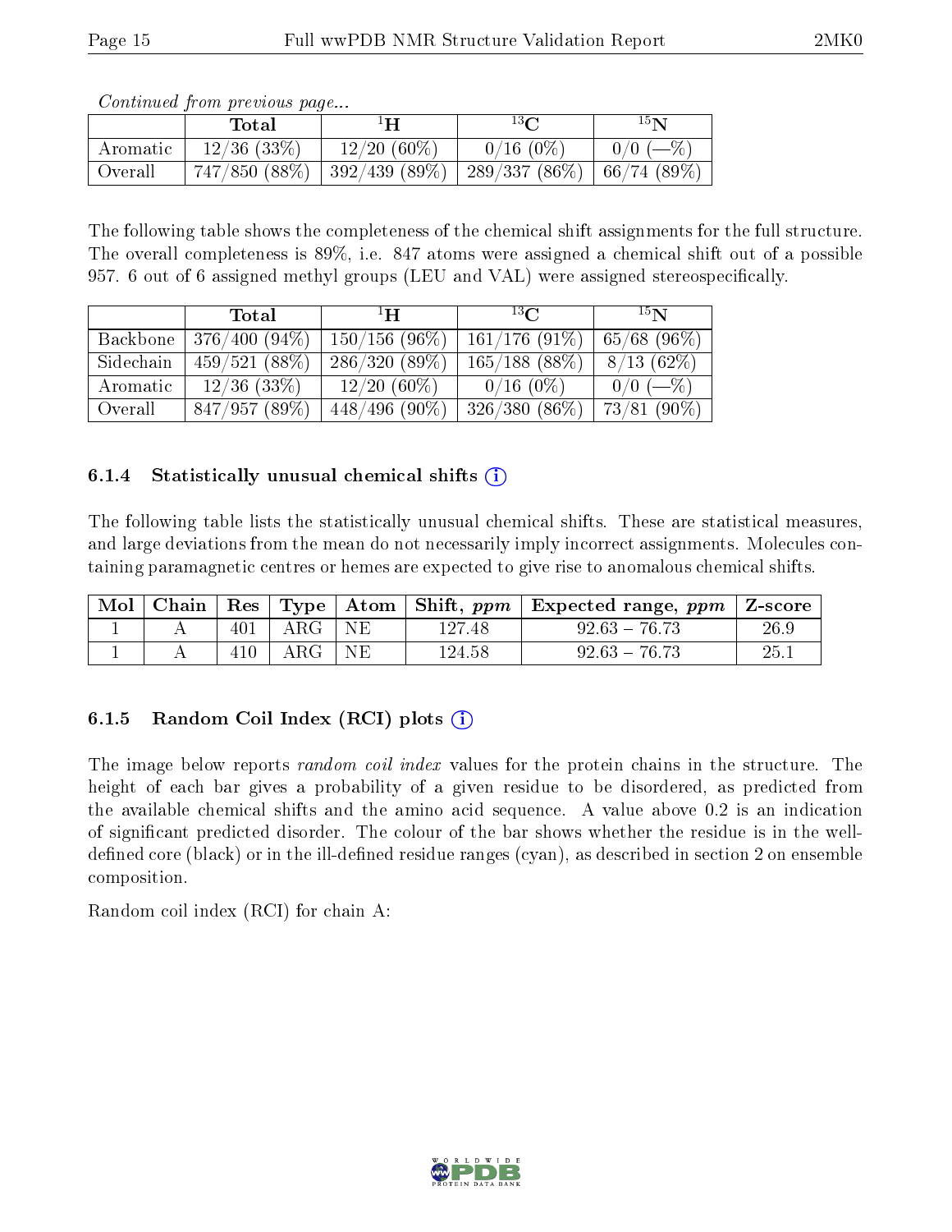*Continued from previous page...*

| | Total | $^{1}$H | $^{13}$C | $^{15}$N |
|---|---|---|---|---|
| Aromatic | 12/36 (33%) | 12/20 (60%) | 0/16 (0%) | 0/0 (—%) |
| Overall | 747/850 (88%) | 392/439 (89%) | 289/337 (86%) | 66/74 (89%) |

The following table shows the completeness of the chemical shift assignments for the full structure. The overall completeness is 89%, i.e. 847 atoms were assigned a chemical shift out of a possible 957. 6 out of 6 assigned methyl groups (LEU and VAL) were assigned stereospecifically.

| | Total | $^{1}$H | $^{13}$C | $^{15}$N |
|---|---|---|---|---|
| Backbone | 376/400 (94%) | 150/156 (96%) | 161/176 (91%) | 65/68 (96%) |
| Sidechain | 459/521 (88%) | 286/320 (89%) | 165/188 (88%) | 8/13 (62%) |
| Aromatic | 12/36 (33%) | 12/20 (60%) | 0/16 (0%) | 0/0 (—%) |
| Overall | 847/957 (89%) | 448/496 (90%) | 326/380 (86%) | 73/81 (90%) |

### 6.1.4 Statistically unusual chemical shifts

The following table lists the statistically unusual chemical shifts. These are statistical measures, and large deviations from the mean do not necessarily imply incorrect assignments. Molecules containing paramagnetic centres or hemes are expected to give rise to anomalous chemical shifts.

| Mol | Chain | Res | Type | Atom | Shift, *ppm* | Expected range, *ppm* | Z-score |
|---|---|---|---|---|---|---|---|
| 1 | A | 401 | ARG | NE | 127.48 | 92.63 – 76.73 | 26.9 |
| 1 | A | 410 | ARG | NE | 124.58 | 92.63 – 76.73 | 25.1 |

### 6.1.5 Random Coil Index (RCI) plots

The image below reports *random coil index* values for the protein chains in the structure. The height of each bar gives a probability of a given residue to be disordered, as predicted from the available chemical shifts and the amino acid sequence. A value above 0.2 is an indication of significant predicted disorder. The colour of the bar shows whether the residue is in the well-defined core (black) or in the ill-defined residue ranges (cyan), as described in section 2 on ensemble composition.

Random coil index (RCI) for chain A: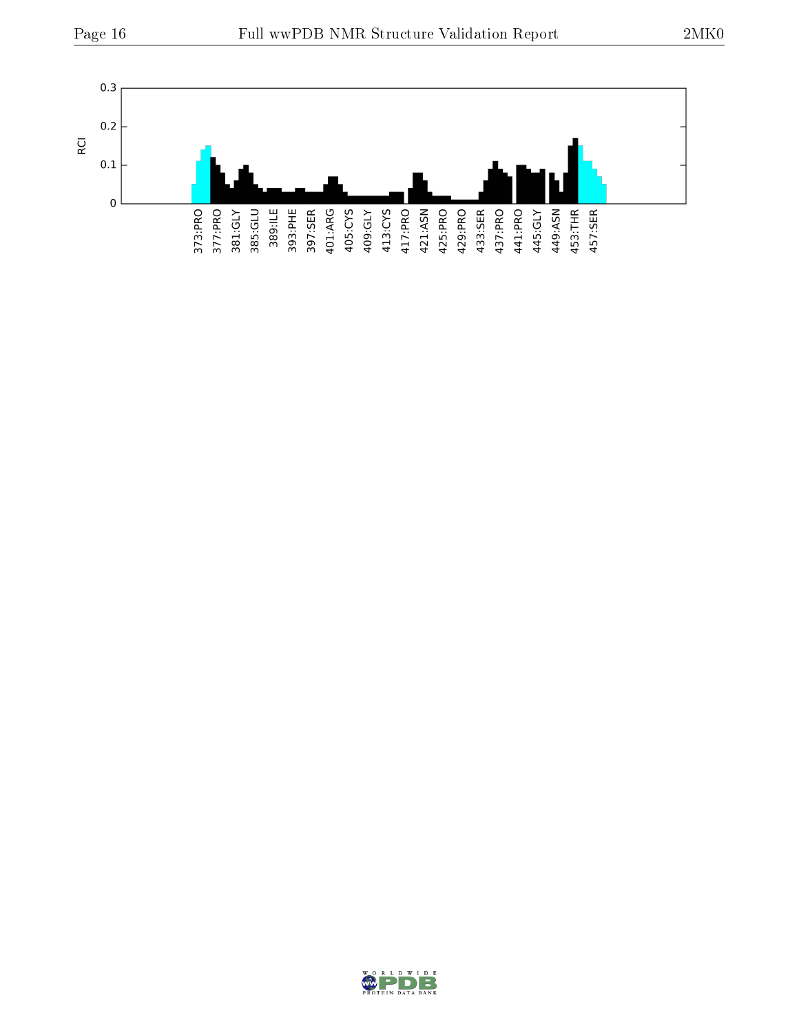RCI

0.3

0.2

0.1

0

373:PRO
377:PRO
381:GLY
385:GLU
389:ILE
393:PHE
397:SER
401:ARG
405:CYS
409:GLY
413:CYS
417:PRO
421:ASN
425:PRO
429:PRO
433:SER
437:PRO
441:PRO
445:GLY
449:ASN
453:THR
457:SER